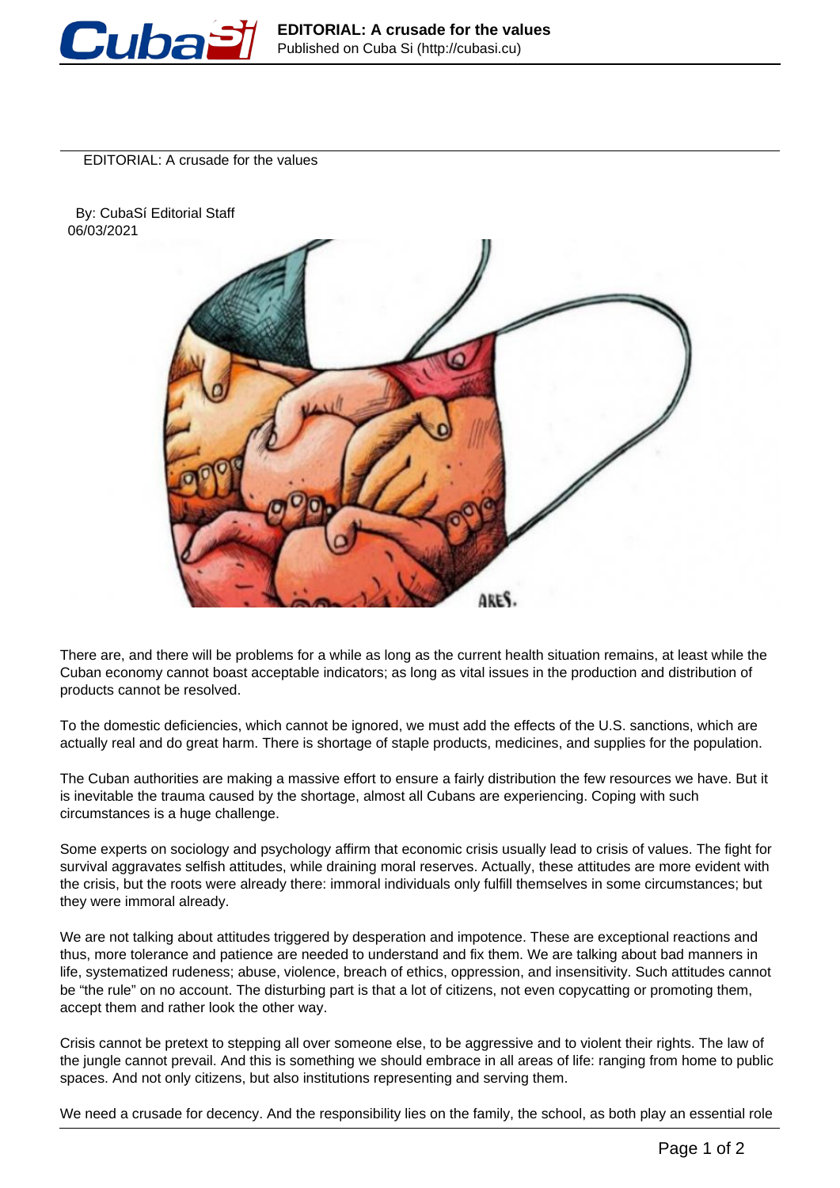# EDITORIAL: A crusade for the values

By: CubaSí Editorial Staff
06/03/2021

There are, and there will be problems for a while as long as the current health situation remains, at least while the Cuban economy cannot boast acceptable indicators; as long as vital issues in the production and distribution of products cannot be resolved.

To the domestic deficiencies, which cannot be ignored, we must add the effects of the U.S. sanctions, which are actually real and do great harm. There is shortage of staple products, medicines, and supplies for the population.

The Cuban authorities are making a massive effort to ensure a fairly distribution the few resources we have. But it is inevitable the trauma caused by the shortage, almost all Cubans are experiencing. Coping with such circumstances is a huge challenge.

Some experts on sociology and psychology affirm that economic crisis usually lead to crisis of values. The fight for survival aggravates selfish attitudes, while draining moral reserves. Actually, these attitudes are more evident with the crisis, but the roots were already there: immoral individuals only fulfill themselves in some circumstances; but they were immoral already.

We are not talking about attitudes triggered by desperation and impotence. These are exceptional reactions and thus, more tolerance and patience are needed to understand and fix them. We are talking about bad manners in life, systematized rudeness; abuse, violence, breach of ethics, oppression, and insensitivity. Such attitudes cannot be "the rule" on no account. The disturbing part is that a lot of citizens, not even copycatting or promoting them, accept them and rather look the other way.

Crisis cannot be pretext to stepping all over someone else, to be aggressive and to violent their rights. The law of the jungle cannot prevail. And this is something we should embrace in all areas of life: ranging from home to public spaces. And not only citizens, but also institutions representing and serving them.

We need a crusade for decency. And the responsibility lies on the family, the school, as both play an essential role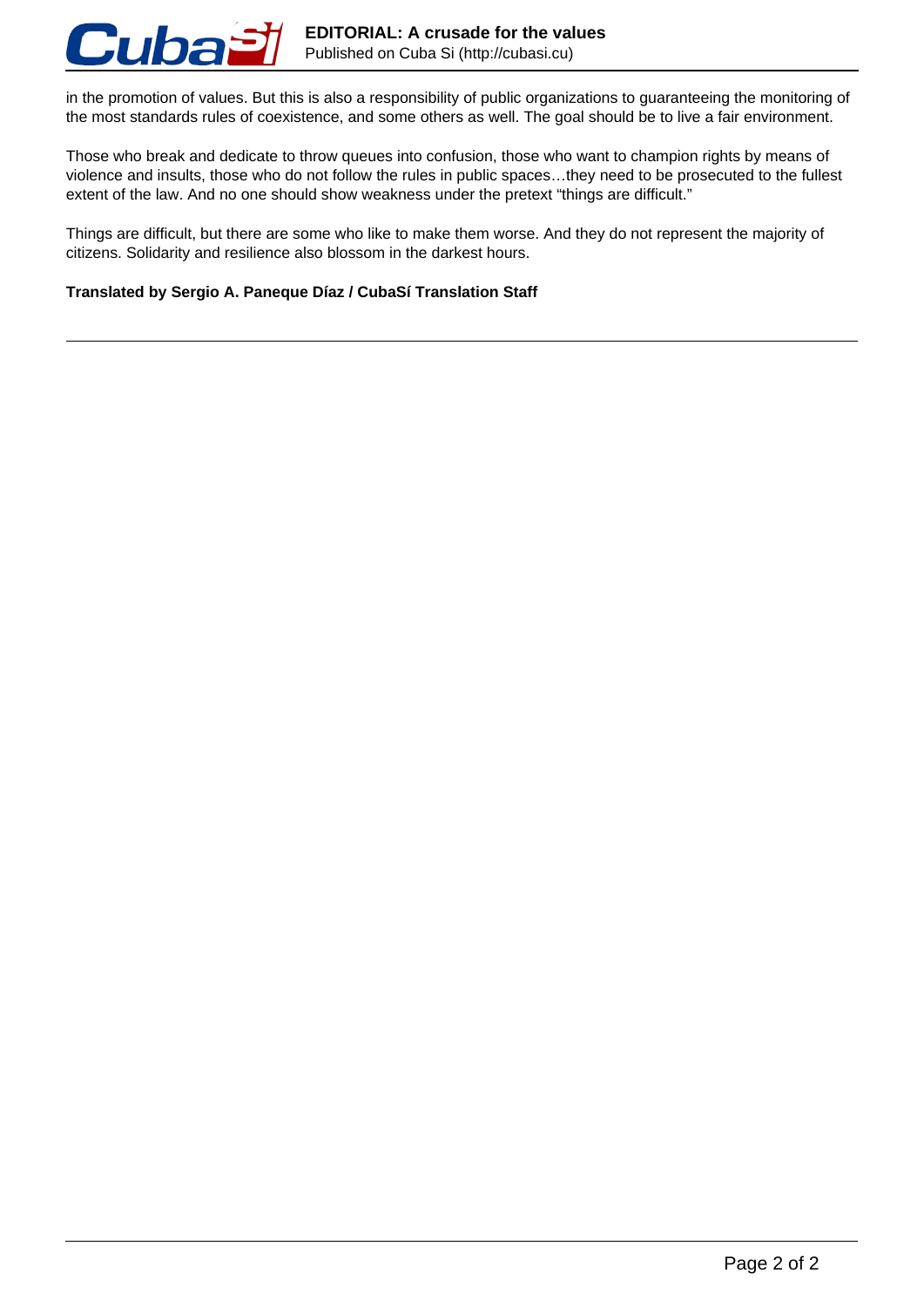in the promotion of values. But this is also a responsibility of public organizations to guaranteeing the monitoring of the most standards rules of coexistence, and some others as well. The goal should be to live a fair environment.

Those who break and dedicate to throw queues into confusion, those who want to champion rights by means of violence and insults, those who do not follow the rules in public spaces…they need to be prosecuted to the fullest extent of the law. And no one should show weakness under the pretext "things are difficult."

Things are difficult, but there are some who like to make them worse. And they do not represent the majority of citizens. Solidarity and resilience also blossom in the darkest hours.

**Translated by Sergio A. Paneque Díaz / CubaSí Translation Staff**